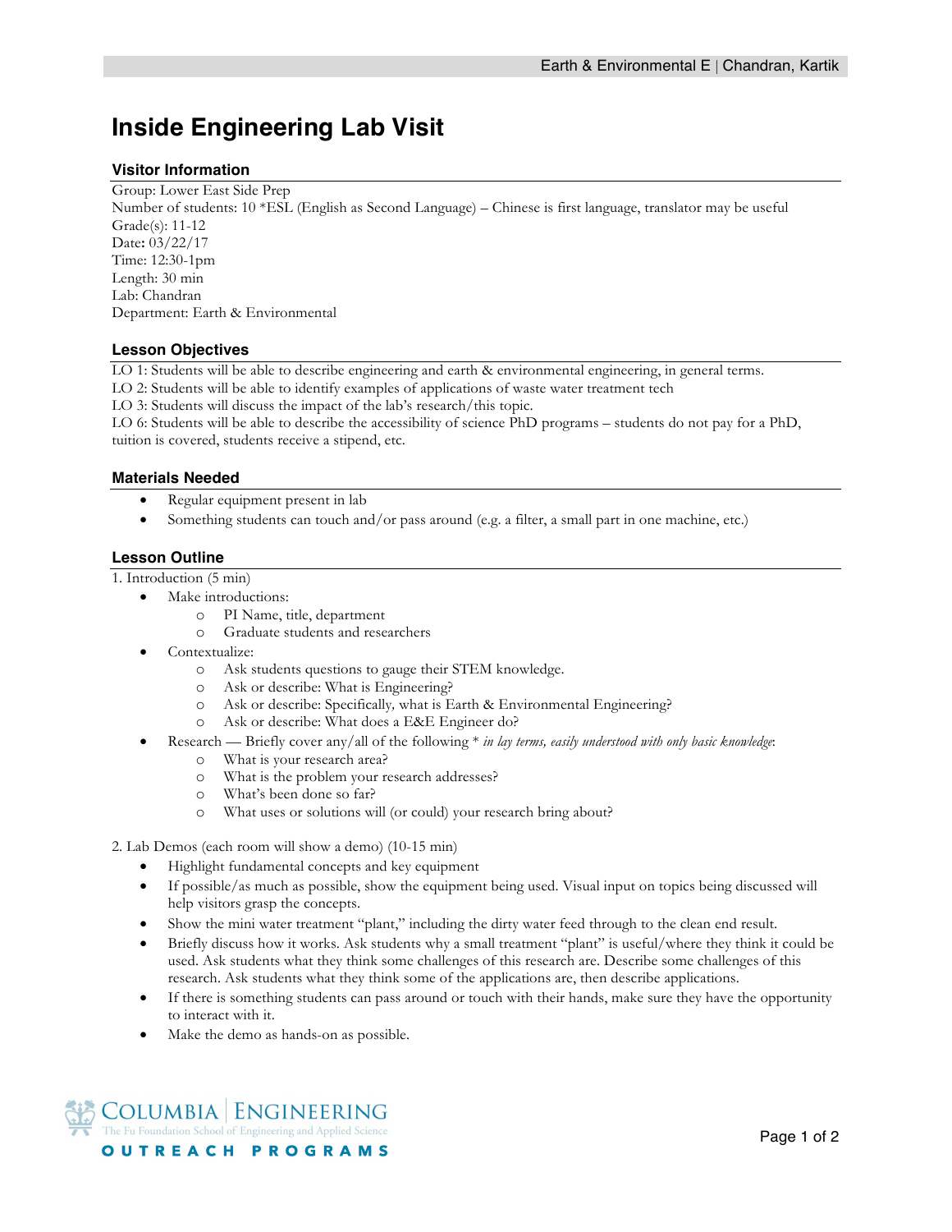# Inside Engineering Lab Visit

## Visitor Information

Group: Lower East Side Prep
Number of students: 10 *ESL (English as Second Language) – Chinese is first language, translator may be useful
Grade(s): 11-12
Date**:** 03/22/17
Time: 12:30-1pm
Length: 30 min
Lab: Chandran
Department: Earth & Environmental

## Lesson Objectives

LO 1: Students will be able to describe engineering and earth & environmental engineering, in general terms.
LO 2: Students will be able to identify examples of applications of waste water treatment tech
LO 3: Students will discuss the impact of the lab's research/this topic.
LO 6: Students will be able to describe the accessibility of science PhD programs – students do not pay for a PhD, tuition is covered, students receive a stipend, etc.

## Materials Needed

- Regular equipment present in lab
- Something students can touch and/or pass around (e.g. a filter, a small part in one machine, etc.)

## Lesson Outline

1. Introduction (5 min)
   - Make introductions:
     - PI Name, title, department
     - Graduate students and researchers
   - Contextualize:
     - Ask students questions to gauge their STEM knowledge.
     - Ask or describe: What is Engineering?
     - Ask or describe: Specifically*,* what is Earth & Environmental Engineering?
     - Ask or describe: What does a E&E Engineer do?
   - Research — Briefly cover any/all of the following * *in lay terms, easily understood with only basic knowledge*:
     - What is your research area?
     - What is the problem your research addresses?
     - What's been done so far?
     - What uses or solutions will (or could) your research bring about?

2. Lab Demos (each room will show a demo) (10-15 min)
   - Highlight fundamental concepts and key equipment
   - If possible/as much as possible, show the equipment being used. Visual input on topics being discussed will help visitors grasp the concepts.
   - Show the mini water treatment "plant," including the dirty water feed through to the clean end result.
   - Briefly discuss how it works. Ask students why a small treatment "plant" is useful/where they think it could be used. Ask students what they think some challenges of this research are. Describe some challenges of this research. Ask students what they think some of the applications are, then describe applications.
   - If there is something students can pass around or touch with their hands, make sure they have the opportunity to interact with it.
   - Make the demo as hands-on as possible.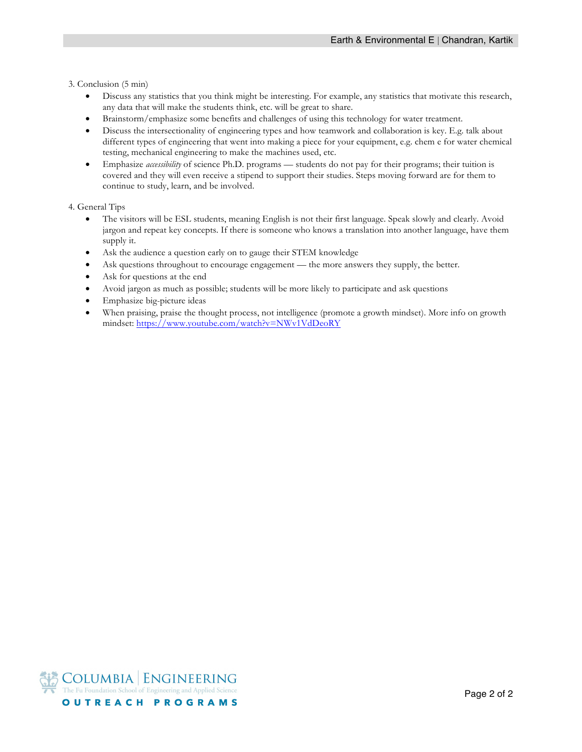3. Conclusion (5 min)

- Discuss any statistics that you think might be interesting. For example, any statistics that motivate this research, any data that will make the students think, etc. will be great to share.
- Brainstorm/emphasize some benefits and challenges of using this technology for water treatment.
- Discuss the intersectionality of engineering types and how teamwork and collaboration is key. E.g. talk about different types of engineering that went into making a piece for your equipment, e.g. chem e for water chemical testing, mechanical engineering to make the machines used, etc.
- Emphasize *accessibility* of science Ph.D. programs — students do not pay for their programs; their tuition is covered and they will even receive a stipend to support their studies. Steps moving forward are for them to continue to study, learn, and be involved.

4. General Tips

- The visitors will be ESL students, meaning English is not their first language. Speak slowly and clearly. Avoid jargon and repeat key concepts. If there is someone who knows a translation into another language, have them supply it.
- Ask the audience a question early on to gauge their STEM knowledge
- Ask questions throughout to encourage engagement — the more answers they supply, the better.
- Ask for questions at the end
- Avoid jargon as much as possible; students will be more likely to participate and ask questions
- Emphasize big-picture ideas
- When praising, praise the thought process, not intelligence (promote a growth mindset). More info on growth mindset: https://www.youtube.com/watch?v=NWv1VdDeoRY